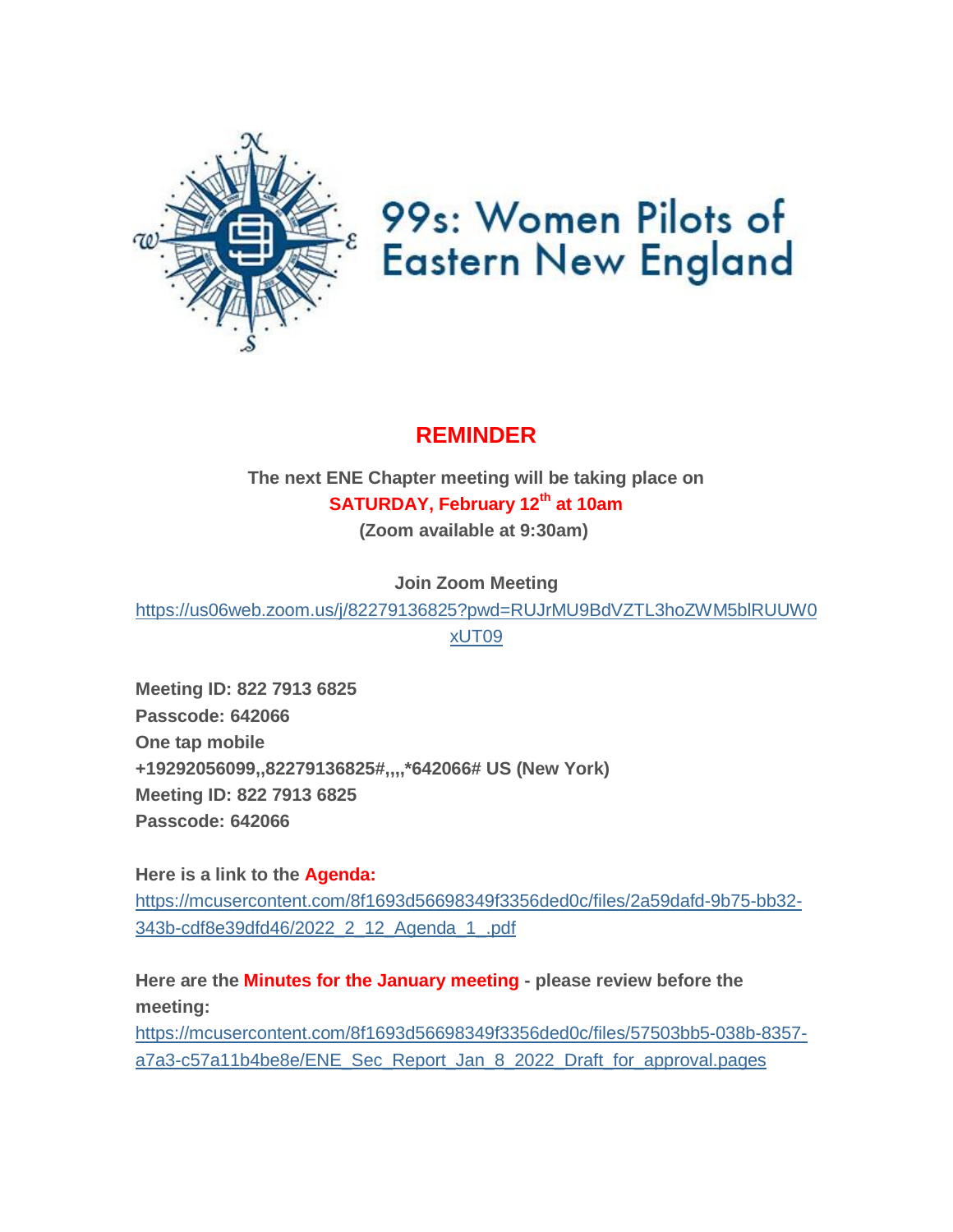# 99s: Women Pilots of Eastern New England

## REMINDER

**The next ENE Chapter meeting will be taking place on**
**SATURDAY, February 12th at 10am**
**(Zoom available at 9:30am)**

**Join Zoom Meeting**
https://us06web.zoom.us/j/82279136825?pwd=RUJrMU9BdVZTL3hoZWM5blRUUW0xUT09

**Meeting ID: 822 7913 6825**
**Passcode: 642066**
**One tap mobile**
**+19292056099,,82279136825#,,,,*642066# US (New York)**
**Meeting ID: 822 7913 6825**
**Passcode: 642066**

**Here is a link to the Agenda:**
https://mcusercontent.com/8f1693d56698349f3356ded0c/files/2a59dafd-9b75-bb32-343b-cdf8e39dfd46/2022_2_12_Agenda_1_.pdf

**Here are the Minutes for the January meeting - please review before the meeting:**
https://mcusercontent.com/8f1693d56698349f3356ded0c/files/57503bb5-038b-8357-a7a3-c57a11b4be8e/ENE_Sec_Report_Jan_8_2022_Draft_for_approval.pages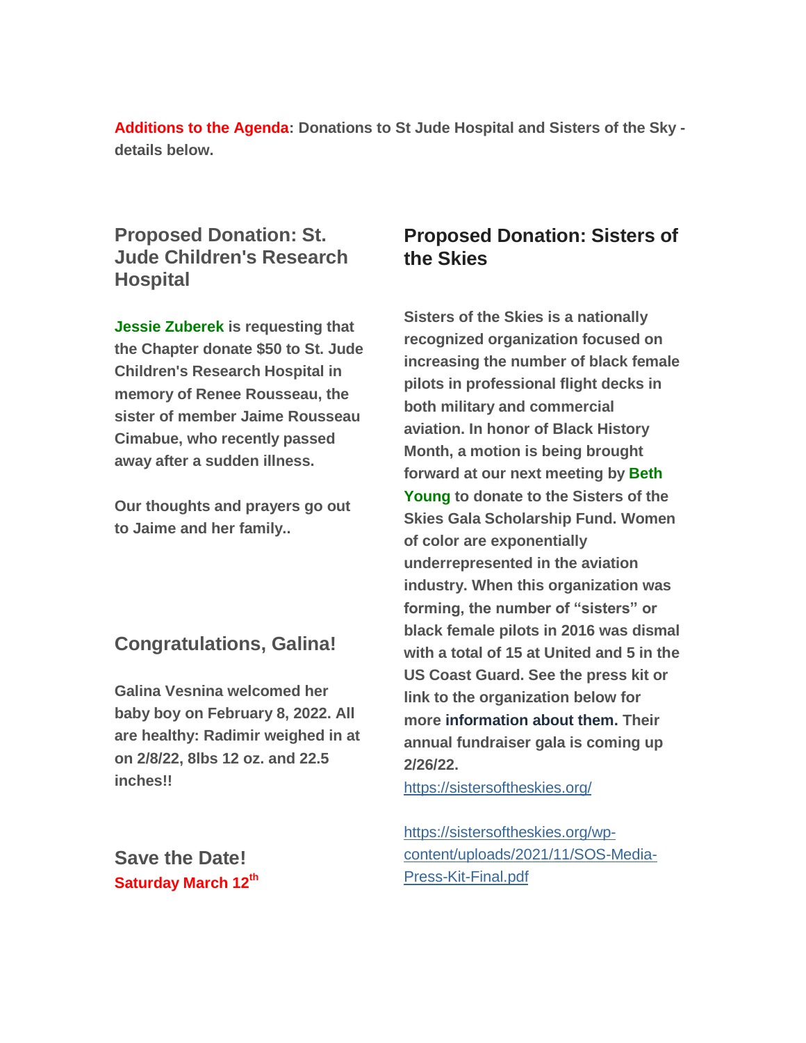**Additions to the Agenda: Donations to St Jude Hospital and Sisters of the Sky - details below.**

## Proposed Donation: St. Jude Children's Research Hospital

**Jessie Zuberek is requesting that the Chapter donate $50 to St. Jude Children's Research Hospital in memory of Renee Rousseau, the sister of member Jaime Rousseau Cimabue, who recently passed away after a sudden illness.**

**Our thoughts and prayers go out to Jaime and her family..**

## Congratulations, Galina!

**Galina Vesnina welcomed her baby boy on February 8, 2022. All are healthy: Radimir weighed in at on 2/8/22, 8lbs 12 oz. and 22.5 inches!!**

## Save the Date!

**Saturday March 12th**

## Proposed Donation: Sisters of the Skies

**Sisters of the Skies is a nationally recognized organization focused on increasing the number of black female pilots in professional flight decks in both military and commercial aviation. In honor of Black History Month, a motion is being brought forward at our next meeting by Beth Young to donate to the Sisters of the Skies Gala Scholarship Fund. Women of color are exponentially underrepresented in the aviation industry. When this organization was forming, the number of "sisters" or black female pilots in 2016 was dismal with a total of 15 at United and 5 in the US Coast Guard. See the press kit or link to the organization below for more information about them. Their annual fundraiser gala is coming up 2/26/22.**

https://sistersoftheskies.org/

https://sistersoftheskies.org/wp-content/uploads/2021/11/SOS-Media-Press-Kit-Final.pdf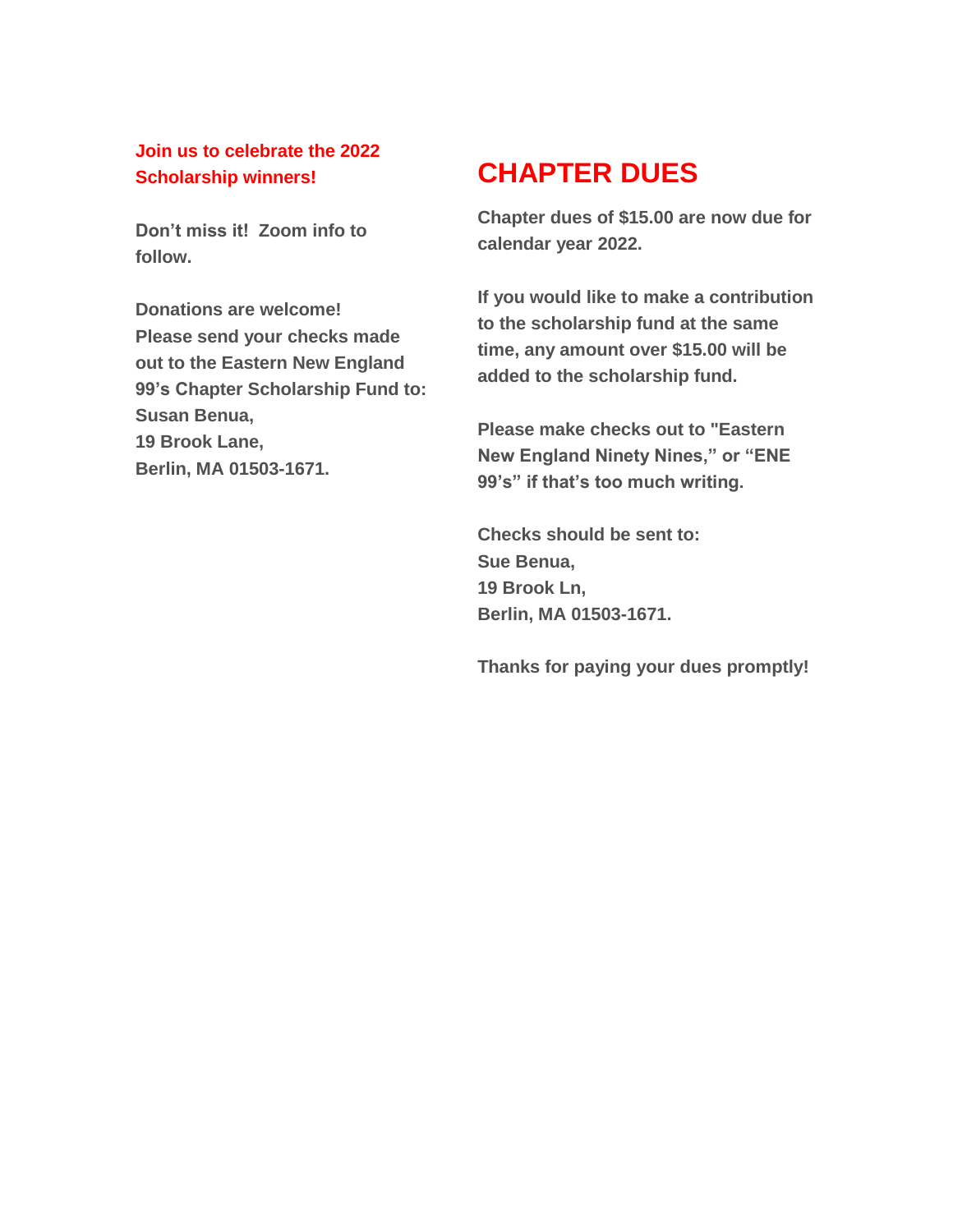**Join us to celebrate the 2022 Scholarship winners!**

**Don't miss it! Zoom info to follow.**

**Donations are welcome!**
**Please send your checks made out to the Eastern New England 99's Chapter Scholarship Fund to:**
**Susan Benua,**
**19 Brook Lane,**
**Berlin, MA 01503-1671.**

# CHAPTER DUES

**Chapter dues of $15.00 are now due for calendar year 2022.**

**If you would like to make a contribution to the scholarship fund at the same time, any amount over $15.00 will be added to the scholarship fund.**

**Please make checks out to "Eastern New England Ninety Nines," or "ENE 99's" if that's too much writing.**

**Checks should be sent to:**
**Sue Benua,**
**19 Brook Ln,**
**Berlin, MA 01503-1671.**

**Thanks for paying your dues promptly!**